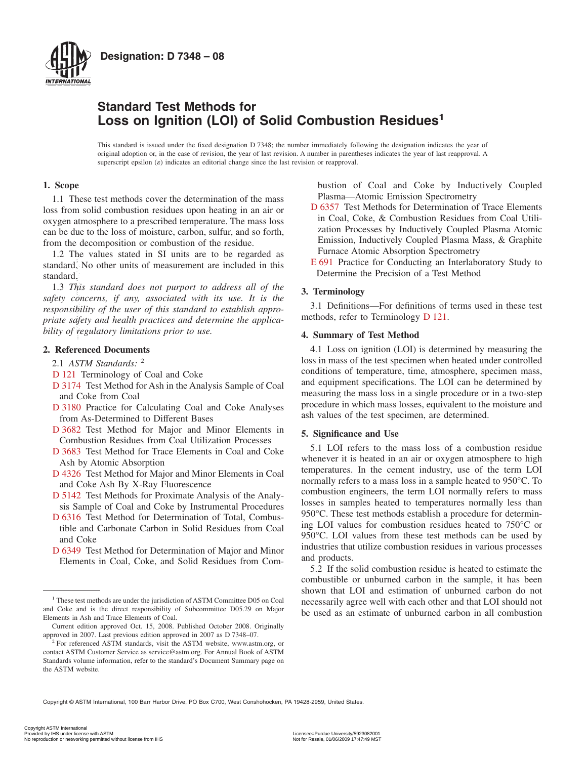**Designation: D 7348 – 08**

# Standard Test Methods for Loss on Ignition (LOI) of Solid Combustion Residues[1]

This standard is issued under the fixed designation D 7348; the number immediately following the designation indicates the year of original adoption or, in the case of revision, the year of last revision. A number in parentheses indicates the year of last reapproval. A superscript epsilon (ε) indicates an editorial change since the last revision or reapproval.

## 1. Scope

1.1 These test methods cover the determination of the mass loss from solid combustion residues upon heating in an air or oxygen atmosphere to a prescribed temperature. The mass loss can be due to the loss of moisture, carbon, sulfur, and so forth, from the decomposition or combustion of the residue.

1.2 The values stated in SI units are to be regarded as standard. No other units of measurement are included in this standard.

1.3 *This standard does not purport to address all of the safety concerns, if any, associated with its use. It is the responsibility of the user of this standard to establish appropriate safety and health practices and determine the applicability of regulatory limitations prior to use.*

## 2. Referenced Documents

2.1 *ASTM Standards:* [2]

D 121 Terminology of Coal and Coke

D 3174 Test Method for Ash in the Analysis Sample of Coal and Coke from Coal

D 3180 Practice for Calculating Coal and Coke Analyses from As-Determined to Different Bases

D 3682 Test Method for Major and Minor Elements in Combustion Residues from Coal Utilization Processes

D 3683 Test Method for Trace Elements in Coal and Coke Ash by Atomic Absorption

D 4326 Test Method for Major and Minor Elements in Coal and Coke Ash By X-Ray Fluorescence

D 5142 Test Methods for Proximate Analysis of the Analysis Sample of Coal and Coke by Instrumental Procedures

D 6316 Test Method for Determination of Total, Combustible and Carbonate Carbon in Solid Residues from Coal and Coke

D 6349 Test Method for Determination of Major and Minor Elements in Coal, Coke, and Solid Residues from Combustion of Coal and Coke by Inductively Coupled Plasma—Atomic Emission Spectrometry

D 6357 Test Methods for Determination of Trace Elements in Coal, Coke, & Combustion Residues from Coal Utilization Processes by Inductively Coupled Plasma Atomic Emission, Inductively Coupled Plasma Mass, & Graphite Furnace Atomic Absorption Spectrometry

E 691 Practice for Conducting an Interlaboratory Study to Determine the Precision of a Test Method

## 3. Terminology

3.1 Definitions—For definitions of terms used in these test methods, refer to Terminology D 121.

## 4. Summary of Test Method

4.1 Loss on ignition (LOI) is determined by measuring the loss in mass of the test specimen when heated under controlled conditions of temperature, time, atmosphere, specimen mass, and equipment specifications. The LOI can be determined by measuring the mass loss in a single procedure or in a two-step procedure in which mass losses, equivalent to the moisture and ash values of the test specimen, are determined.

## 5. Significance and Use

5.1 LOI refers to the mass loss of a combustion residue whenever it is heated in an air or oxygen atmosphere to high temperatures. In the cement industry, use of the term LOI normally refers to a mass loss in a sample heated to 950°C. To combustion engineers, the term LOI normally refers to mass losses in samples heated to temperatures normally less than 950°C. These test methods establish a procedure for determining LOI values for combustion residues heated to 750°C or 950°C. LOI values from these test methods can be used by industries that utilize combustion residues in various processes and products.

5.2 If the solid combustion residue is heated to estimate the combustible or unburned carbon in the sample, it has been shown that LOI and estimation of unburned carbon do not necessarily agree well with each other and that LOI should not be used as an estimate of unburned carbon in all combustion

---

[1] These test methods are under the jurisdiction of ASTM Committee D05 on Coal and Coke and is the direct responsibility of Subcommittee D05.29 on Major Elements in Ash and Trace Elements of Coal.

Current edition approved Oct. 15, 2008. Published October 2008. Originally approved in 2007. Last previous edition approved in 2007 as D 7348–07.

[2] For referenced ASTM standards, visit the ASTM website, www.astm.org, or contact ASTM Customer Service at service@astm.org. For Annual Book of ASTM Standards volume information, refer to the standard's Document Summary page on the ASTM website.

Copyright © ASTM International, 100 Barr Harbor Drive, PO Box C700, West Conshohocken, PA 19428-2959, United States.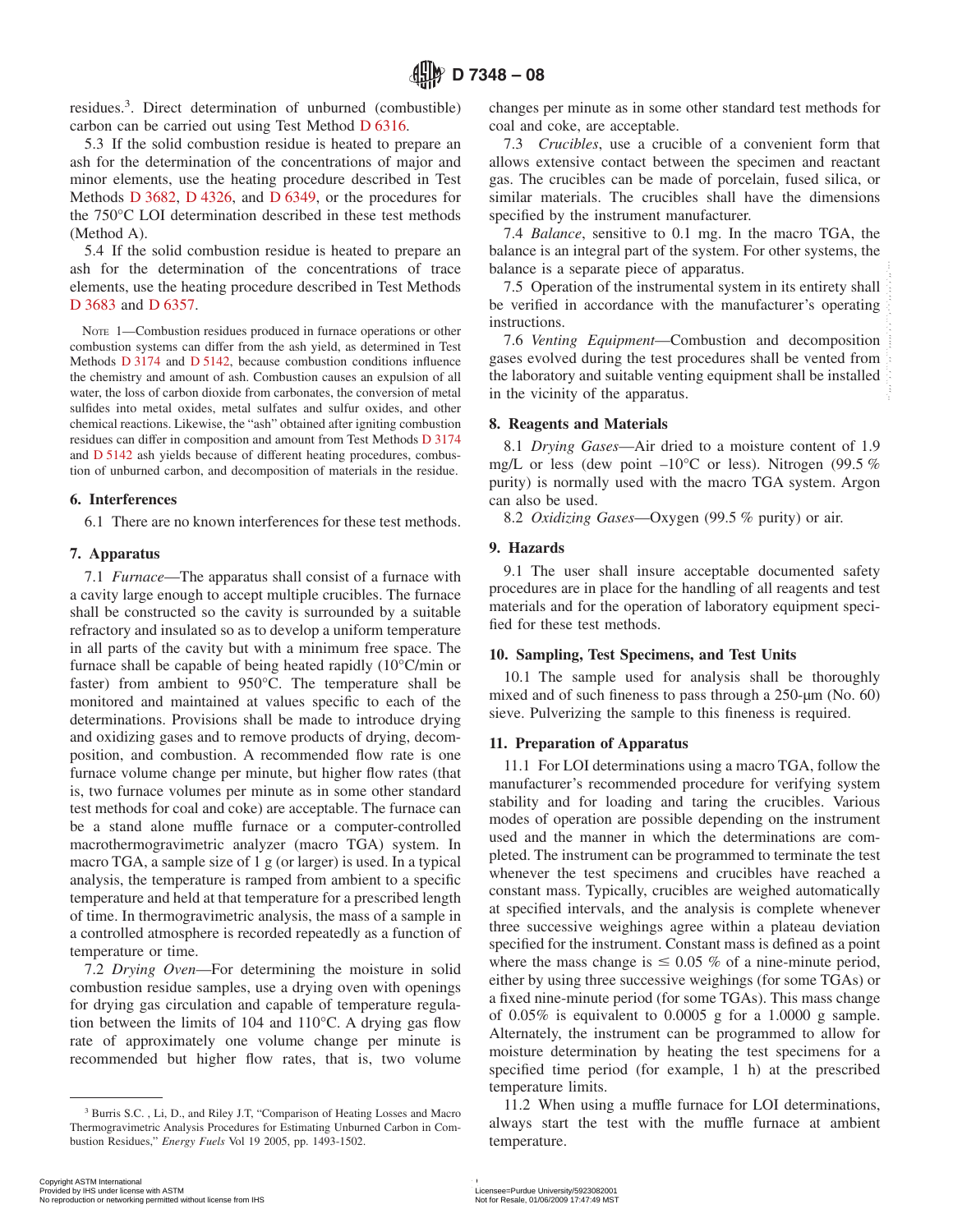residues.[3]. Direct determination of unburned (combustible) carbon can be carried out using Test Method D 6316.

5.3 If the solid combustion residue is heated to prepare an ash for the determination of the concentrations of major and minor elements, use the heating procedure described in Test Methods D 3682, D 4326, and D 6349, or the procedures for the 750°C LOI determination described in these test methods (Method A).

5.4 If the solid combustion residue is heated to prepare an ash for the determination of the concentrations of trace elements, use the heating procedure described in Test Methods D 3683 and D 6357.

NOTE 1—Combustion residues produced in furnace operations or other combustion systems can differ from the ash yield, as determined in Test Methods D 3174 and D 5142, because combustion conditions influence the chemistry and amount of ash. Combustion causes an expulsion of all water, the loss of carbon dioxide from carbonates, the conversion of metal sulfides into metal oxides, metal sulfates and sulfur oxides, and other chemical reactions. Likewise, the "ash" obtained after igniting combustion residues can differ in composition and amount from Test Methods D 3174 and D 5142 ash yields because of different heating procedures, combustion of unburned carbon, and decomposition of materials in the residue.

## 6. Interferences

6.1 There are no known interferences for these test methods.

## 7. Apparatus

7.1 *Furnace*—The apparatus shall consist of a furnace with a cavity large enough to accept multiple crucibles. The furnace shall be constructed so the cavity is surrounded by a suitable refractory and insulated so as to develop a uniform temperature in all parts of the cavity but with a minimum free space. The furnace shall be capable of being heated rapidly (10°C/min or faster) from ambient to 950°C. The temperature shall be monitored and maintained at values specific to each of the determinations. Provisions shall be made to introduce drying and oxidizing gases and to remove products of drying, decomposition, and combustion. A recommended flow rate is one furnace volume change per minute, but higher flow rates (that is, two furnace volumes per minute as in some other standard test methods for coal and coke) are acceptable. The furnace can be a stand alone muffle furnace or a computer-controlled macrothermogravimetric analyzer (macro TGA) system. In macro TGA, a sample size of 1 g (or larger) is used. In a typical analysis, the temperature is ramped from ambient to a specific temperature and held at that temperature for a prescribed length of time. In thermogravimetric analysis, the mass of a sample in a controlled atmosphere is recorded repeatedly as a function of temperature or time.

7.2 *Drying Oven*—For determining the moisture in solid combustion residue samples, use a drying oven with openings for drying gas circulation and capable of temperature regulation between the limits of 104 and 110°C. A drying gas flow rate of approximately one volume change per minute is recommended but higher flow rates, that is, two volume changes per minute as in some other standard test methods for coal and coke, are acceptable.

7.3 *Crucibles*, use a crucible of a convenient form that allows extensive contact between the specimen and reactant gas. The crucibles can be made of porcelain, fused silica, or similar materials. The crucibles shall have the dimensions specified by the instrument manufacturer.

7.4 *Balance*, sensitive to 0.1 mg. In the macro TGA, the balance is an integral part of the system. For other systems, the balance is a separate piece of apparatus.

7.5 Operation of the instrumental system in its entirety shall be verified in accordance with the manufacturer's operating instructions.

7.6 *Venting Equipment*—Combustion and decomposition gases evolved during the test procedures shall be vented from the laboratory and suitable venting equipment shall be installed in the vicinity of the apparatus.

## 8. Reagents and Materials

8.1 *Drying Gases*—Air dried to a moisture content of 1.9 mg/L or less (dew point –10°C or less). Nitrogen (99.5 % purity) is normally used with the macro TGA system. Argon can also be used.

8.2 *Oxidizing Gases*—Oxygen (99.5 % purity) or air.

## 9. Hazards

9.1 The user shall insure acceptable documented safety procedures are in place for the handling of all reagents and test materials and for the operation of laboratory equipment specified for these test methods.

## 10. Sampling, Test Specimens, and Test Units

10.1 The sample used for analysis shall be thoroughly mixed and of such fineness to pass through a 250-µm (No. 60) sieve. Pulverizing the sample to this fineness is required.

## 11. Preparation of Apparatus

11.1 For LOI determinations using a macro TGA, follow the manufacturer's recommended procedure for verifying system stability and for loading and taring the crucibles. Various modes of operation are possible depending on the instrument used and the manner in which the determinations are completed. The instrument can be programmed to terminate the test whenever the test specimens and crucibles have reached a constant mass. Typically, crucibles are weighed automatically at specified intervals, and the analysis is complete whenever three successive weighings agree within a plateau deviation specified for the instrument. Constant mass is defined as a point where the mass change is ≤ 0.05 % of a nine-minute period, either by using three successive weighings (for some TGAs) or a fixed nine-minute period (for some TGAs). This mass change of 0.05% is equivalent to 0.0005 g for a 1.0000 g sample. Alternately, the instrument can be programmed to allow for moisture determination by heating the test specimens for a specified time period (for example, 1 h) at the prescribed temperature limits.

11.2 When using a muffle furnace for LOI determinations, always start the test with the muffle furnace at ambient temperature.

[3] Burris S.C. , Li, D., and Riley J.T, "Comparison of Heating Losses and Macro Thermogravimetric Analysis Procedures for Estimating Unburned Carbon in Combustion Residues," *Energy Fuels* Vol 19 2005, pp. 1493-1502.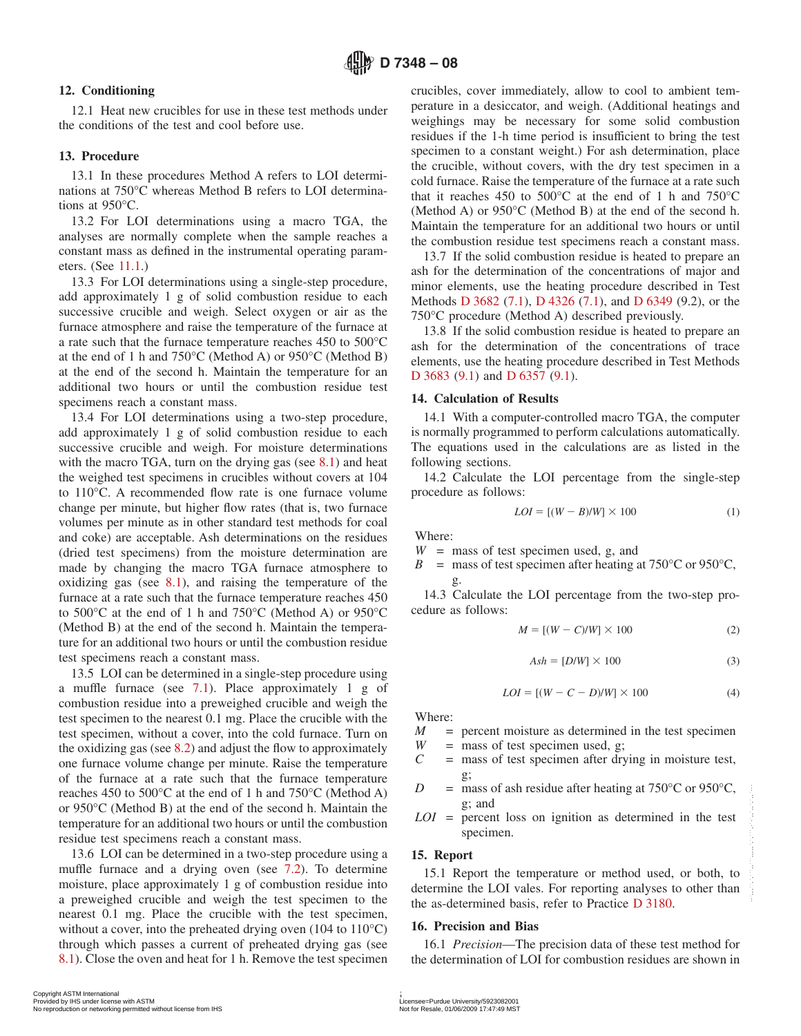## 12. Conditioning

12.1 Heat new crucibles for use in these test methods under the conditions of the test and cool before use.

## 13. Procedure

13.1 In these procedures Method A refers to LOI determinations at 750°C whereas Method B refers to LOI determinations at 950°C.

13.2 For LOI determinations using a macro TGA, the analyses are normally complete when the sample reaches a constant mass as defined in the instrumental operating parameters. (See 11.1.)

13.3 For LOI determinations using a single-step procedure, add approximately 1 g of solid combustion residue to each successive crucible and weigh. Select oxygen or air as the furnace atmosphere and raise the temperature of the furnace at a rate such that the furnace temperature reaches 450 to 500°C at the end of 1 h and 750°C (Method A) or 950°C (Method B) at the end of the second h. Maintain the temperature for an additional two hours or until the combustion residue test specimens reach a constant mass.

13.4 For LOI determinations using a two-step procedure, add approximately 1 g of solid combustion residue to each successive crucible and weigh. For moisture determinations with the macro TGA, turn on the drying gas (see 8.1) and heat the weighed test specimens in crucibles without covers at 104 to 110°C. A recommended flow rate is one furnace volume change per minute, but higher flow rates (that is, two furnace volumes per minute as in other standard test methods for coal and coke) are acceptable. Ash determinations on the residues (dried test specimens) from the moisture determination are made by changing the macro TGA furnace atmosphere to oxidizing gas (see 8.1), and raising the temperature of the furnace at a rate such that the furnace temperature reaches 450 to 500°C at the end of 1 h and 750°C (Method A) or 950°C (Method B) at the end of the second h. Maintain the temperature for an additional two hours or until the combustion residue test specimens reach a constant mass.

13.5 LOI can be determined in a single-step procedure using a muffle furnace (see 7.1). Place approximately 1 g of combustion residue into a preweighed crucible and weigh the test specimen to the nearest 0.1 mg. Place the crucible with the test specimen, without a cover, into the cold furnace. Turn on the oxidizing gas (see 8.2) and adjust the flow to approximately one furnace volume change per minute. Raise the temperature of the furnace at a rate such that the furnace temperature reaches 450 to 500°C at the end of 1 h and 750°C (Method A) or 950°C (Method B) at the end of the second h. Maintain the temperature for an additional two hours or until the combustion residue test specimens reach a constant mass.

13.6 LOI can be determined in a two-step procedure using a muffle furnace and a drying oven (see 7.2). To determine moisture, place approximately 1 g of combustion residue into a preweighed crucible and weigh the test specimen to the nearest 0.1 mg. Place the crucible with the test specimen, without a cover, into the preheated drying oven (104 to 110°C) through which passes a current of preheated drying gas (see 8.1). Close the oven and heat for 1 h. Remove the test specimen crucibles, cover immediately, allow to cool to ambient temperature in a desiccator, and weigh. (Additional heatings and weighings may be necessary for some solid combustion residues if the 1-h time period is insufficient to bring the test specimen to a constant weight.) For ash determination, place the crucible, without covers, with the dry test specimen in a cold furnace. Raise the temperature of the furnace at a rate such that it reaches 450 to 500°C at the end of 1 h and 750°C (Method A) or 950°C (Method B) at the end of the second h. Maintain the temperature for an additional two hours or until the combustion residue test specimens reach a constant mass.

13.7 If the solid combustion residue is heated to prepare an ash for the determination of the concentrations of major and minor elements, use the heating procedure described in Test Methods D 3682 (7.1), D 4326 (7.1), and D 6349 (9.2), or the 750°C procedure (Method A) described previously.

13.8 If the solid combustion residue is heated to prepare an ash for the determination of the concentrations of trace elements, use the heating procedure described in Test Methods D 3683 (9.1) and D 6357 (9.1).

## 14. Calculation of Results

14.1 With a computer-controlled macro TGA, the computer is normally programmed to perform calculations automatically. The equations used in the calculations are as listed in the following sections.

14.2 Calculate the LOI percentage from the single-step procedure as follows:

$$LOI = [(W - B)/W] \times 100 \tag{1}$$

Where:
$W$ = mass of test specimen used, g, and
$B$ = mass of test specimen after heating at 750°C or 950°C, g.

14.3 Calculate the LOI percentage from the two-step procedure as follows:

$$M = [(W - C)/W] \times 100 \tag{2}$$

$$Ash = [D/W] \times 100 \tag{3}$$

$$LOI = [(W - C - D)/W] \times 100 \tag{4}$$

Where:
$M$ = percent moisture as determined in the test specimen
$W$ = mass of test specimen used, g;
$C$ = mass of test specimen after drying in moisture test, g;
$D$ = mass of ash residue after heating at 750°C or 950°C, g; and
$LOI$ = percent loss on ignition as determined in the test specimen.

## 15. Report

15.1 Report the temperature or method used, or both, to determine the LOI vales. For reporting analyses to other than the as-determined basis, refer to Practice D 3180.

## 16. Precision and Bias

16.1 *Precision*—The precision data of these test method for the determination of LOI for combustion residues are shown in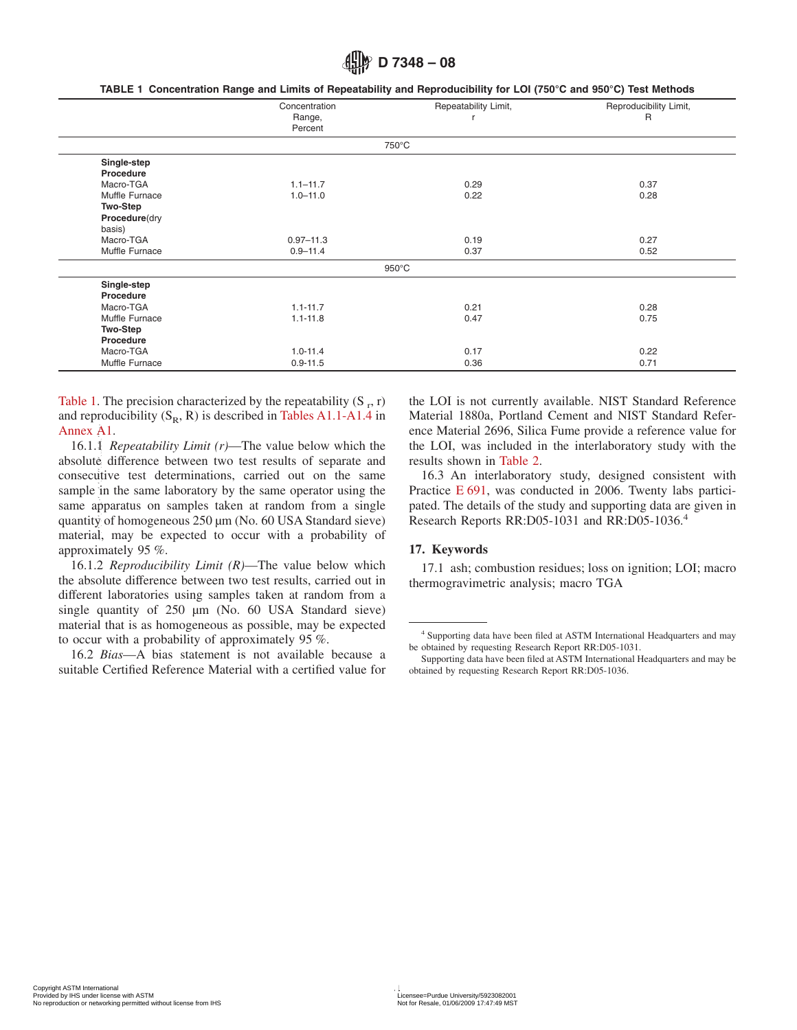TABLE 1 Concentration Range and Limits of Repeatability and Reproducibility for LOI (750°C and 950°C) Test Methods

| | Concentration Range, Percent | Repeatability Limit, r | Reproducibility Limit, R |
|---|---|---|---|
| | 750°C | | |
| **Single-step Procedure** | | | |
| Macro-TGA | 1.1–11.7 | 0.29 | 0.37 |
| Muffle Furnace | 1.0–11.0 | 0.22 | 0.28 |
| **Two-Step Procedure**(dry basis) | | | |
| Macro-TGA | 0.97–11.3 | 0.19 | 0.27 |
| Muffle Furnace | 0.9–11.4 | 0.37 | 0.52 |
| | 950°C | | |
| **Single-step Procedure** | | | |
| Macro-TGA | 1.1-11.7 | 0.21 | 0.28 |
| Muffle Furnace | 1.1-11.8 | 0.47 | 0.75 |
| **Two-Step Procedure** | | | |
| Macro-TGA | 1.0-11.4 | 0.17 | 0.22 |
| Muffle Furnace | 0.9-11.5 | 0.36 | 0.71 |

Table 1. The precision characterized by the repeatability ($S_r$, r) and reproducibility ($S_R$, R) is described in Tables A1.1-A1.4 in Annex A1.

16.1.1 *Repeatability Limit (r)*—The value below which the absolute difference between two test results of separate and consecutive test determinations, carried out on the same sample in the same laboratory by the same operator using the same apparatus on samples taken at random from a single quantity of homogeneous 250 µm (No. 60 USA Standard sieve) material, may be expected to occur with a probability of approximately 95 %.

16.1.2 *Reproducibility Limit (R)*—The value below which the absolute difference between two test results, carried out in different laboratories using samples taken at random from a single quantity of 250 µm (No. 60 USA Standard sieve) material that is as homogeneous as possible, may be expected to occur with a probability of approximately 95 %.

16.2 *Bias*—A bias statement is not available because a suitable Certified Reference Material with a certified value for the LOI is not currently available. NIST Standard Reference Material 1880a, Portland Cement and NIST Standard Reference Material 2696, Silica Fume provide a reference value for the LOI, was included in the interlaboratory study with the results shown in Table 2.

16.3 An interlaboratory study, designed consistent with Practice E 691, was conducted in 2006. Twenty labs participated. The details of the study and supporting data are given in Research Reports RR:D05-1031 and RR:D05-1036.[4]

## 17. Keywords

17.1 ash; combustion residues; loss on ignition; LOI; macro thermogravimetric analysis; macro TGA

---

[4] Supporting data have been filed at ASTM International Headquarters and may be obtained by requesting Research Report RR:D05-1031.

Supporting data have been filed at ASTM International Headquarters and may be obtained by requesting Research Report RR:D05-1036.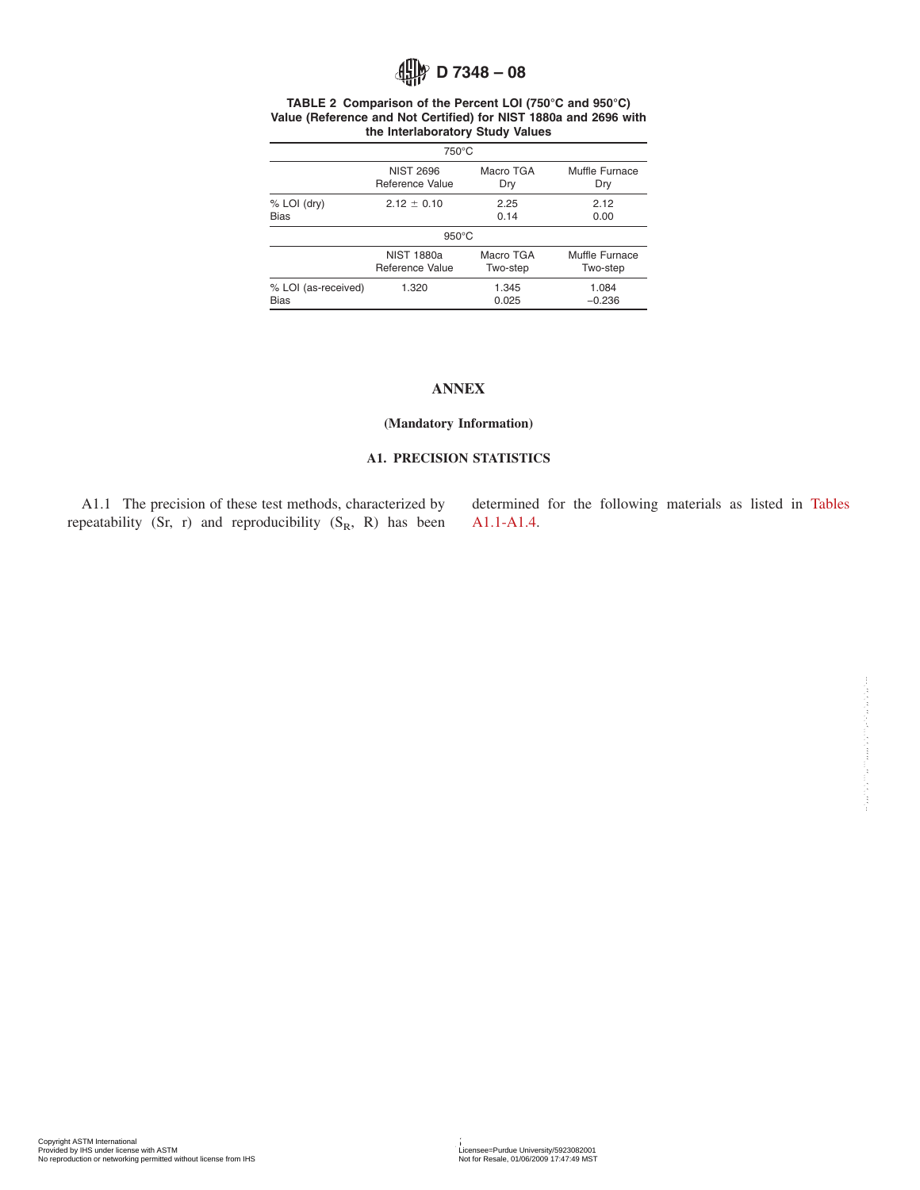TABLE 2 Comparison of the Percent LOI (750°C and 950°C) Value (Reference and Not Certified) for NIST 1880a and 2696 with the Interlaboratory Study Values

| 750°C | | | |
|---|---|---|---|
| | NIST 2696 Reference Value | Macro TGA Dry | Muffle Furnace Dry |
| % LOI (dry) | 2.12 ± 0.10 | 2.25 | 2.12 |
| Bias | | 0.14 | 0.00 |
| **950°C** | | | |
| | NIST 1880a Reference Value | Macro TGA Two-step | Muffle Furnace Two-step |
| % LOI (as-received) | 1.320 | 1.345 | 1.084 |
| Bias | | 0.025 | −0.236 |

# ANNEX

## (Mandatory Information)

### A1. PRECISION STATISTICS

A1.1 The precision of these test methods, characterized by repeatability (Sr, r) and reproducibility ($S_R$, R) has been determined for the following materials as listed in Tables A1.1-A1.4.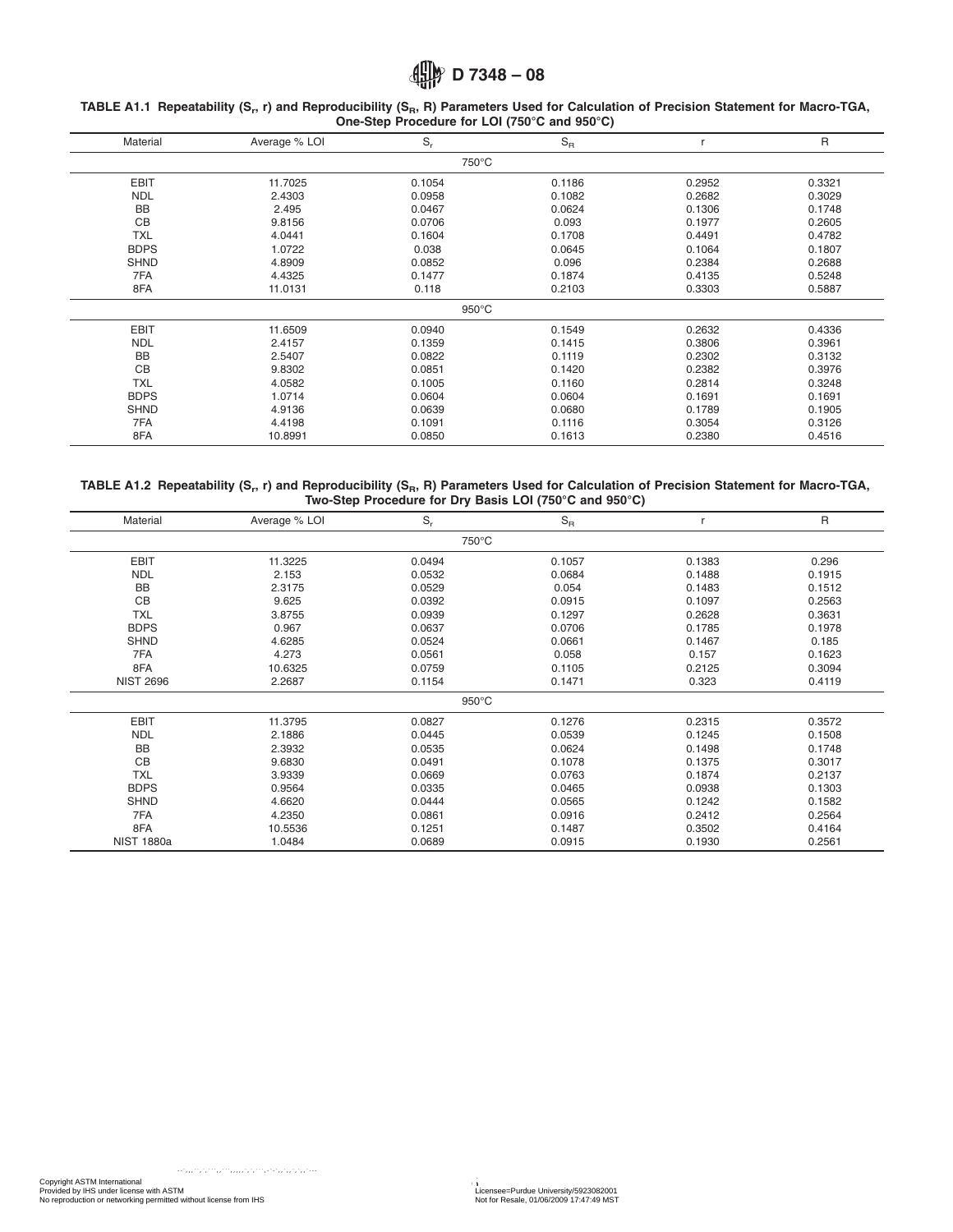TABLE A1.1 Repeatability ($S_r$, r) and Reproducibility ($S_R$, R) Parameters Used for Calculation of Precision Statement for Macro-TGA, One-Step Procedure for LOI (750°C and 950°C)

| Material | Average % LOI | $S_r$ | $S_R$ | r | R |
|---|---|---|---|---|---|
| | | 750°C | | | |
| EBIT | 11.7025 | 0.1054 | 0.1186 | 0.2952 | 0.3321 |
| NDL | 2.4303 | 0.0958 | 0.1082 | 0.2682 | 0.3029 |
| BB | 2.495 | 0.0467 | 0.0624 | 0.1306 | 0.1748 |
| CB | 9.8156 | 0.0706 | 0.093 | 0.1977 | 0.2605 |
| TXL | 4.0441 | 0.1604 | 0.1708 | 0.4491 | 0.4782 |
| BDPS | 1.0722 | 0.038 | 0.0645 | 0.1064 | 0.1807 |
| SHND | 4.8909 | 0.0852 | 0.096 | 0.2384 | 0.2688 |
| 7FA | 4.4325 | 0.1477 | 0.1874 | 0.4135 | 0.5248 |
| 8FA | 11.0131 | 0.118 | 0.2103 | 0.3303 | 0.5887 |
| | | 950°C | | | |
| EBIT | 11.6509 | 0.0940 | 0.1549 | 0.2632 | 0.4336 |
| NDL | 2.4157 | 0.1359 | 0.1415 | 0.3806 | 0.3961 |
| BB | 2.5407 | 0.0822 | 0.1119 | 0.2302 | 0.3132 |
| CB | 9.8302 | 0.0851 | 0.1420 | 0.2382 | 0.3976 |
| TXL | 4.0582 | 0.1005 | 0.1160 | 0.2814 | 0.3248 |
| BDPS | 1.0714 | 0.0604 | 0.0604 | 0.1691 | 0.1691 |
| SHND | 4.9136 | 0.0639 | 0.0680 | 0.1789 | 0.1905 |
| 7FA | 4.4198 | 0.1091 | 0.1116 | 0.3054 | 0.3126 |
| 8FA | 10.8991 | 0.0850 | 0.1613 | 0.2380 | 0.4516 |

TABLE A1.2 Repeatability ($S_r$, r) and Reproducibility ($S_R$, R) Parameters Used for Calculation of Precision Statement for Macro-TGA, Two-Step Procedure for Dry Basis LOI (750°C and 950°C)

| Material | Average % LOI | $S_r$ | $S_R$ | r | R |
|---|---|---|---|---|---|
| | | 750°C | | | |
| EBIT | 11.3225 | 0.0494 | 0.1057 | 0.1383 | 0.296 |
| NDL | 2.153 | 0.0532 | 0.0684 | 0.1488 | 0.1915 |
| BB | 2.3175 | 0.0529 | 0.054 | 0.1483 | 0.1512 |
| CB | 9.625 | 0.0392 | 0.0915 | 0.1097 | 0.2563 |
| TXL | 3.8755 | 0.0939 | 0.1297 | 0.2628 | 0.3631 |
| BDPS | 0.967 | 0.0637 | 0.0706 | 0.1785 | 0.1978 |
| SHND | 4.6285 | 0.0524 | 0.0661 | 0.1467 | 0.185 |
| 7FA | 4.273 | 0.0561 | 0.058 | 0.157 | 0.1623 |
| 8FA | 10.6325 | 0.0759 | 0.1105 | 0.2125 | 0.3094 |
| NIST 2696 | 2.2687 | 0.1154 | 0.1471 | 0.323 | 0.4119 |
| | | 950°C | | | |
| EBIT | 11.3795 | 0.0827 | 0.1276 | 0.2315 | 0.3572 |
| NDL | 2.1886 | 0.0445 | 0.0539 | 0.1245 | 0.1508 |
| BB | 2.3932 | 0.0535 | 0.0624 | 0.1498 | 0.1748 |
| CB | 9.6830 | 0.0491 | 0.1078 | 0.1375 | 0.3017 |
| TXL | 3.9339 | 0.0669 | 0.0763 | 0.1874 | 0.2137 |
| BDPS | 0.9564 | 0.0335 | 0.0465 | 0.0938 | 0.1303 |
| SHND | 4.6620 | 0.0444 | 0.0565 | 0.1242 | 0.1582 |
| 7FA | 4.2350 | 0.0861 | 0.0916 | 0.2412 | 0.2564 |
| 8FA | 10.5536 | 0.1251 | 0.1487 | 0.3502 | 0.4164 |
| NIST 1880a | 1.0484 | 0.0689 | 0.0915 | 0.1930 | 0.2561 |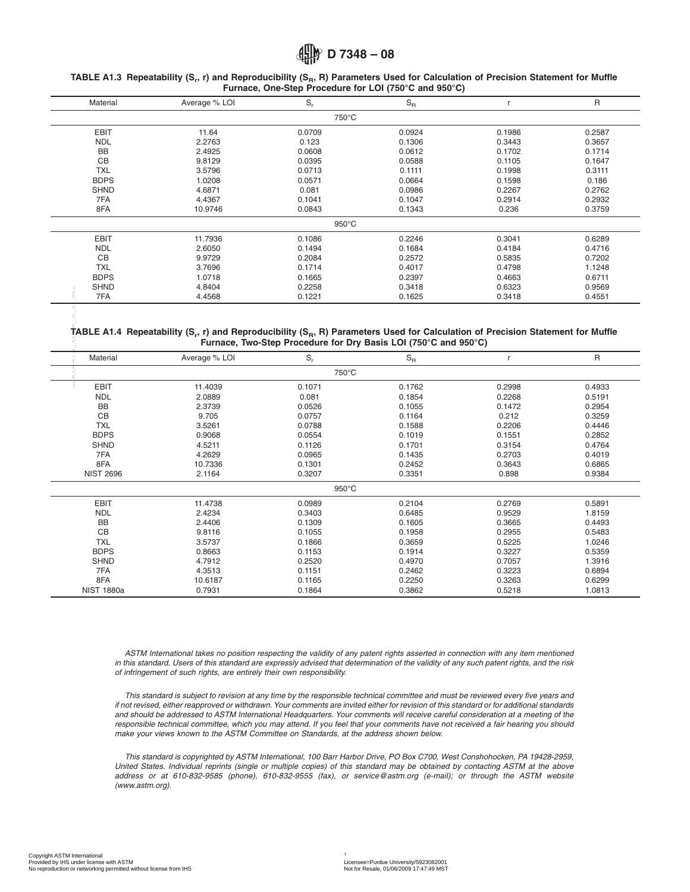**TABLE A1.3 Repeatability ($S_r$, r) and Reproducibility ($S_R$, R) Parameters Used for Calculation of Precision Statement for Muffle Furnace, One-Step Procedure for LOI (750°C and 950°C)**

| Material | Average % LOI | $S_r$ | $S_R$ | r | R |
|---|---|---|---|---|---|
| | | 750°C | | | |
| EBIT | 11.64 | 0.0709 | 0.0924 | 0.1986 | 0.2587 |
| NDL | 2.2763 | 0.123 | 0.1306 | 0.3443 | 0.3657 |
| BB | 2.4925 | 0.0608 | 0.0612 | 0.1702 | 0.1714 |
| CB | 9.8129 | 0.0395 | 0.0588 | 0.1105 | 0.1647 |
| TXL | 3.5796 | 0.0713 | 0.1111 | 0.1998 | 0.3111 |
| BDPS | 1.0208 | 0.0571 | 0.0664 | 0.1598 | 0.186 |
| SHND | 4.6871 | 0.081 | 0.0986 | 0.2267 | 0.2762 |
| 7FA | 4.4367 | 0.1041 | 0.1047 | 0.2914 | 0.2932 |
| 8FA | 10.9746 | 0.0843 | 0.1343 | 0.236 | 0.3759 |
| | | 950°C | | | |
| EBIT | 11.7936 | 0.1086 | 0.2246 | 0.3041 | 0.6289 |
| NDL | 2.6050 | 0.1494 | 0.1684 | 0.4184 | 0.4716 |
| CB | 9.9729 | 0.2084 | 0.2572 | 0.5835 | 0.7202 |
| TXL | 3.7696 | 0.1714 | 0.4017 | 0.4798 | 1.1248 |
| BDPS | 1.0718 | 0.1665 | 0.2397 | 0.4663 | 0.6711 |
| SHND | 4.8404 | 0.2258 | 0.3418 | 0.6323 | 0.9569 |
| 7FA | 4.4568 | 0.1221 | 0.1625 | 0.3418 | 0.4551 |

**TABLE A1.4 Repeatability ($S_r$, r) and Reproducibility ($S_R$, R) Parameters Used for Calculation of Precision Statement for Muffle Furnace, Two-Step Procedure for Dry Basis LOI (750°C and 950°C)**

| Material | Average % LOI | $S_r$ | $S_R$ | r | R |
|---|---|---|---|---|---|
| | | 750°C | | | |
| EBIT | 11.4039 | 0.1071 | 0.1762 | 0.2998 | 0.4933 |
| NDL | 2.0889 | 0.081 | 0.1854 | 0.2268 | 0.5191 |
| BB | 2.3739 | 0.0526 | 0.1055 | 0.1472 | 0.2954 |
| CB | 9.705 | 0.0757 | 0.1164 | 0.212 | 0.3259 |
| TXL | 3.5261 | 0.0788 | 0.1588 | 0.2206 | 0.4446 |
| BDPS | 0.9068 | 0.0554 | 0.1019 | 0.1551 | 0.2852 |
| SHND | 4.5211 | 0.1126 | 0.1701 | 0.3154 | 0.4764 |
| 7FA | 4.2629 | 0.0965 | 0.1435 | 0.2703 | 0.4019 |
| 8FA | 10.7336 | 0.1301 | 0.2452 | 0.3643 | 0.6865 |
| NIST 2696 | 2.1164 | 0.3207 | 0.3351 | 0.898 | 0.9384 |
| | | 950°C | | | |
| EBIT | 11.4738 | 0.0989 | 0.2104 | 0.2769 | 0.5891 |
| NDL | 2.4234 | 0.3403 | 0.6485 | 0.9529 | 1.8159 |
| BB | 2.4406 | 0.1309 | 0.1605 | 0.3665 | 0.4493 |
| CB | 9.8116 | 0.1055 | 0.1958 | 0.2955 | 0.5483 |
| TXL | 3.5737 | 0.1866 | 0.3659 | 0.5225 | 1.0246 |
| BDPS | 0.8663 | 0.1153 | 0.1914 | 0.3227 | 0.5359 |
| SHND | 4.7912 | 0.2520 | 0.4970 | 0.7057 | 1.3916 |
| 7FA | 4.3513 | 0.1151 | 0.2462 | 0.3223 | 0.6894 |
| 8FA | 10.6187 | 0.1165 | 0.2250 | 0.3263 | 0.6299 |
| NIST 1880a | 0.7931 | 0.1864 | 0.3862 | 0.5218 | 1.0813 |

*ASTM International takes no position respecting the validity of any patent rights asserted in connection with any item mentioned in this standard. Users of this standard are expressly advised that determination of the validity of any such patent rights, and the risk of infringement of such rights, are entirely their own responsibility.*

*This standard is subject to revision at any time by the responsible technical committee and must be reviewed every five years and if not revised, either reapproved or withdrawn. Your comments are invited either for revision of this standard or for additional standards and should be addressed to ASTM International Headquarters. Your comments will receive careful consideration at a meeting of the responsible technical committee, which you may attend. If you feel that your comments have not received a fair hearing you should make your views known to the ASTM Committee on Standards, at the address shown below.*

*This standard is copyrighted by ASTM International, 100 Barr Harbor Drive, PO Box C700, West Conshohocken, PA 19428-2959, United States. Individual reprints (single or multiple copies) of this standard may be obtained by contacting ASTM at the above address or at 610-832-9585 (phone), 610-832-9555 (fax), or service@astm.org (e-mail); or through the ASTM website (www.astm.org).*